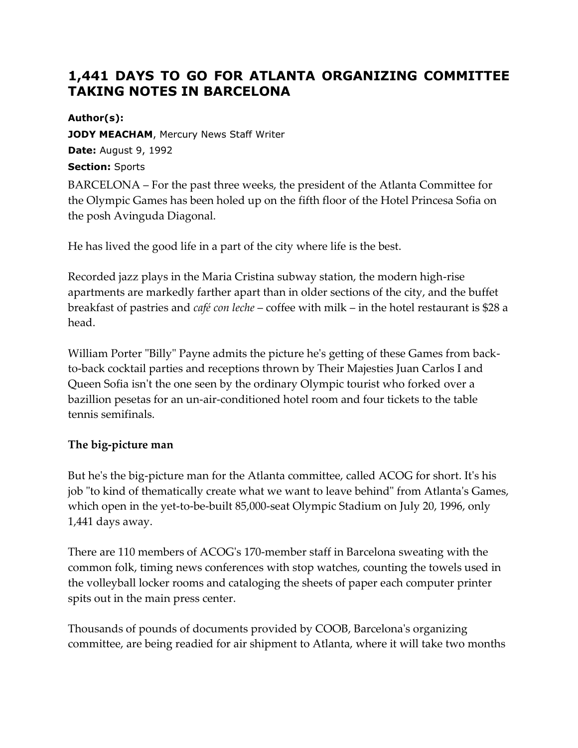# 1,441 DAYS TO GO FOR ATLANTA ORGANIZING COMMITTEE TAKING NOTES IN BARCELONA

**Author(s):**

**JODY MEACHAM**, Mercury News Staff Writer

**Date:** August 9, 1992

**Section:** Sports

BARCELONA – For the past three weeks, the president of the Atlanta Committee for the Olympic Games has been holed up on the fifth floor of the Hotel Princesa Sofia on the posh Avinguda Diagonal.

He has lived the good life in a part of the city where life is the best.

Recorded jazz plays in the Maria Cristina subway station, the modern high-rise apartments are markedly farther apart than in older sections of the city, and the buffet breakfast of pastries and *café con leche* – coffee with milk – in the hotel restaurant is $28 a head.

William Porter "Billy" Payne admits the picture he's getting of these Games from back-to-back cocktail parties and receptions thrown by Their Majesties Juan Carlos I and Queen Sofia isn't the one seen by the ordinary Olympic tourist who forked over a bazillion pesetas for an un-air-conditioned hotel room and four tickets to the table tennis semifinals.

**The big-picture man**

But he's the big-picture man for the Atlanta committee, called ACOG for short. It's his job "to kind of thematically create what we want to leave behind" from Atlanta's Games, which open in the yet-to-be-built 85,000-seat Olympic Stadium on July 20, 1996, only 1,441 days away.

There are 110 members of ACOG's 170-member staff in Barcelona sweating with the common folk, timing news conferences with stop watches, counting the towels used in the volleyball locker rooms and cataloging the sheets of paper each computer printer spits out in the main press center.

Thousands of pounds of documents provided by COOB, Barcelona's organizing committee, are being readied for air shipment to Atlanta, where it will take two months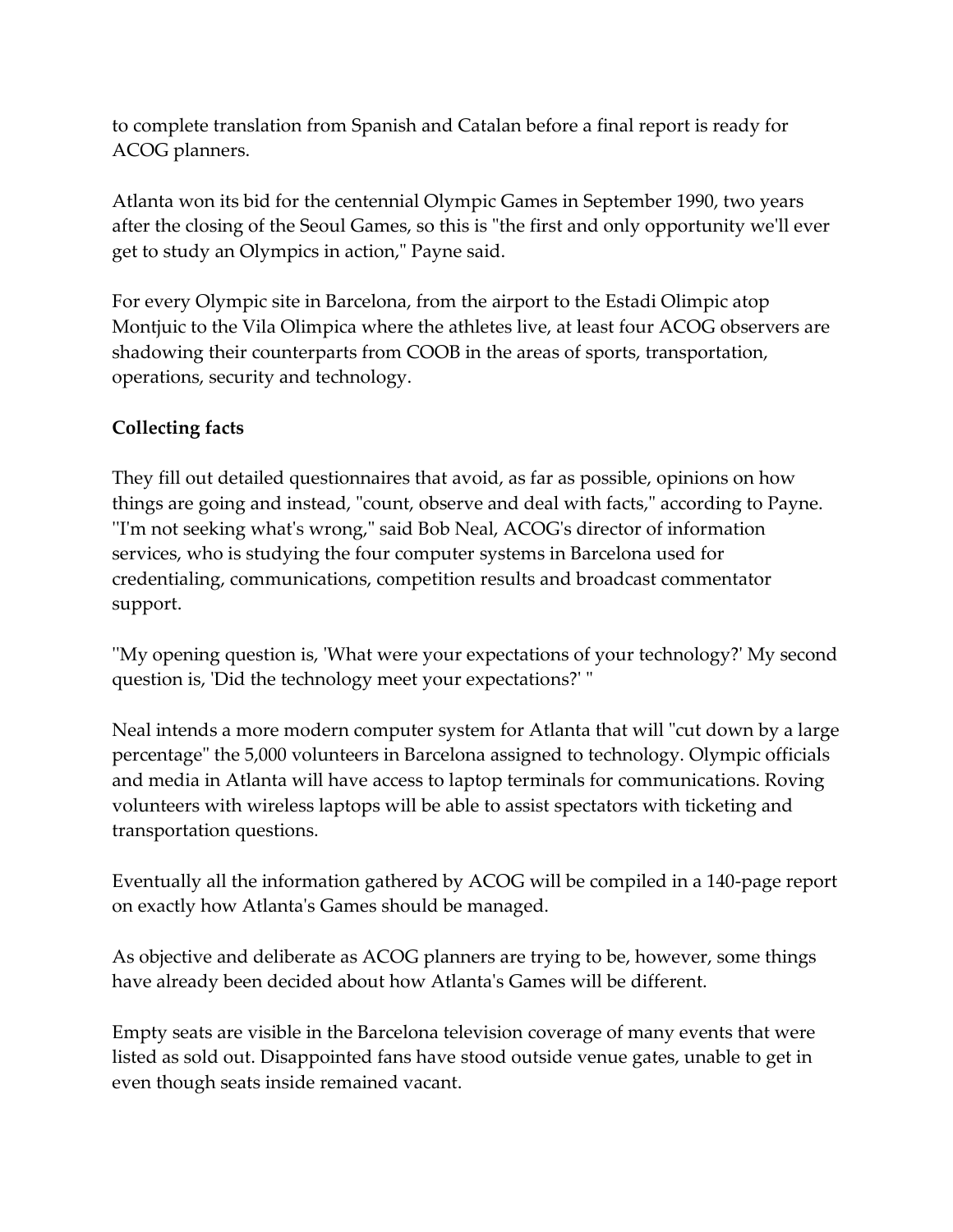to complete translation from Spanish and Catalan before a final report is ready for ACOG planners.

Atlanta won its bid for the centennial Olympic Games in September 1990, two years after the closing of the Seoul Games, so this is "the first and only opportunity we'll ever get to study an Olympics in action," Payne said.

For every Olympic site in Barcelona, from the airport to the Estadi Olimpic atop Montjuic to the Vila Olimpica where the athletes live, at least four ACOG observers are shadowing their counterparts from COOB in the areas of sports, transportation, operations, security and technology.

**Collecting facts**

They fill out detailed questionnaires that avoid, as far as possible, opinions on how things are going and instead, "count, observe and deal with facts," according to Payne. "I'm not seeking what's wrong," said Bob Neal, ACOG's director of information services, who is studying the four computer systems in Barcelona used for credentialing, communications, competition results and broadcast commentator support.

"My opening question is, 'What were your expectations of your technology?' My second question is, 'Did the technology meet your expectations?' "

Neal intends a more modern computer system for Atlanta that will "cut down by a large percentage" the 5,000 volunteers in Barcelona assigned to technology. Olympic officials and media in Atlanta will have access to laptop terminals for communications. Roving volunteers with wireless laptops will be able to assist spectators with ticketing and transportation questions.

Eventually all the information gathered by ACOG will be compiled in a 140-page report on exactly how Atlanta's Games should be managed.

As objective and deliberate as ACOG planners are trying to be, however, some things have already been decided about how Atlanta's Games will be different.

Empty seats are visible in the Barcelona television coverage of many events that were listed as sold out. Disappointed fans have stood outside venue gates, unable to get in even though seats inside remained vacant.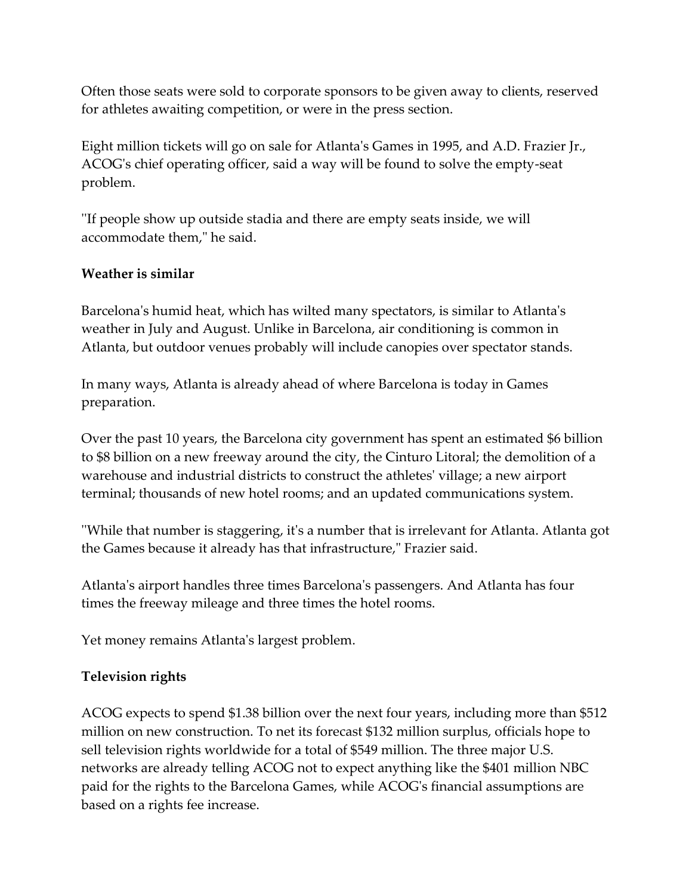Often those seats were sold to corporate sponsors to be given away to clients, reserved for athletes awaiting competition, or were in the press section.

Eight million tickets will go on sale for Atlanta's Games in 1995, and A.D. Frazier Jr., ACOG's chief operating officer, said a way will be found to solve the empty-seat problem.

''If people show up outside stadia and there are empty seats inside, we will accommodate them,'' he said.

**Weather is similar**

Barcelona's humid heat, which has wilted many spectators, is similar to Atlanta's weather in July and August. Unlike in Barcelona, air conditioning is common in Atlanta, but outdoor venues probably will include canopies over spectator stands.

In many ways, Atlanta is already ahead of where Barcelona is today in Games preparation.

Over the past 10 years, the Barcelona city government has spent an estimated $6 billion to $8 billion on a new freeway around the city, the Cinturo Litoral; the demolition of a warehouse and industrial districts to construct the athletes' village; a new airport terminal; thousands of new hotel rooms; and an updated communications system.

''While that number is staggering, it's a number that is irrelevant for Atlanta. Atlanta got the Games because it already has that infrastructure,'' Frazier said.

Atlanta's airport handles three times Barcelona's passengers. And Atlanta has four times the freeway mileage and three times the hotel rooms.

Yet money remains Atlanta's largest problem.

**Television rights**

ACOG expects to spend $1.38 billion over the next four years, including more than $512 million on new construction. To net its forecast $132 million surplus, officials hope to sell television rights worldwide for a total of $549 million. The three major U.S. networks are already telling ACOG not to expect anything like the $401 million NBC paid for the rights to the Barcelona Games, while ACOG's financial assumptions are based on a rights fee increase.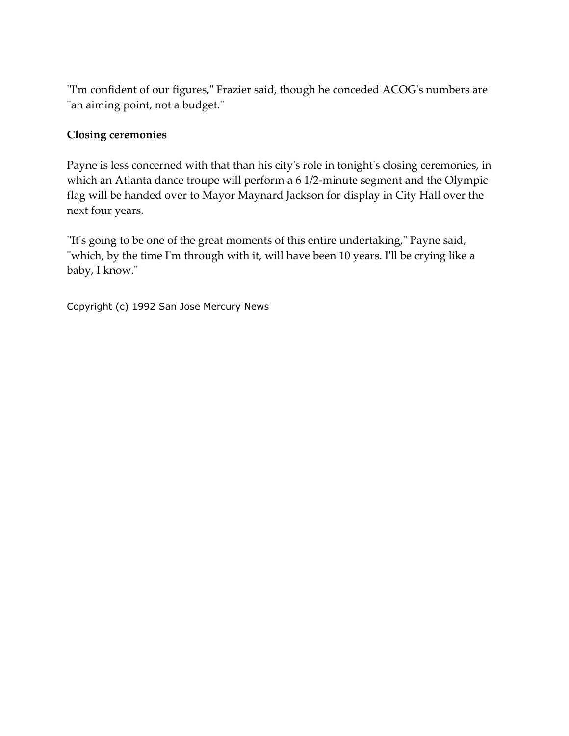"I'm confident of our figures," Frazier said, though he conceded ACOG's numbers are "an aiming point, not a budget."

**Closing ceremonies**

Payne is less concerned with that than his city's role in tonight's closing ceremonies, in which an Atlanta dance troupe will perform a 6 1/2-minute segment and the Olympic flag will be handed over to Mayor Maynard Jackson for display in City Hall over the next four years.

"It's going to be one of the great moments of this entire undertaking," Payne said, "which, by the time I'm through with it, will have been 10 years. I'll be crying like a baby, I know."

Copyright (c) 1992 San Jose Mercury News